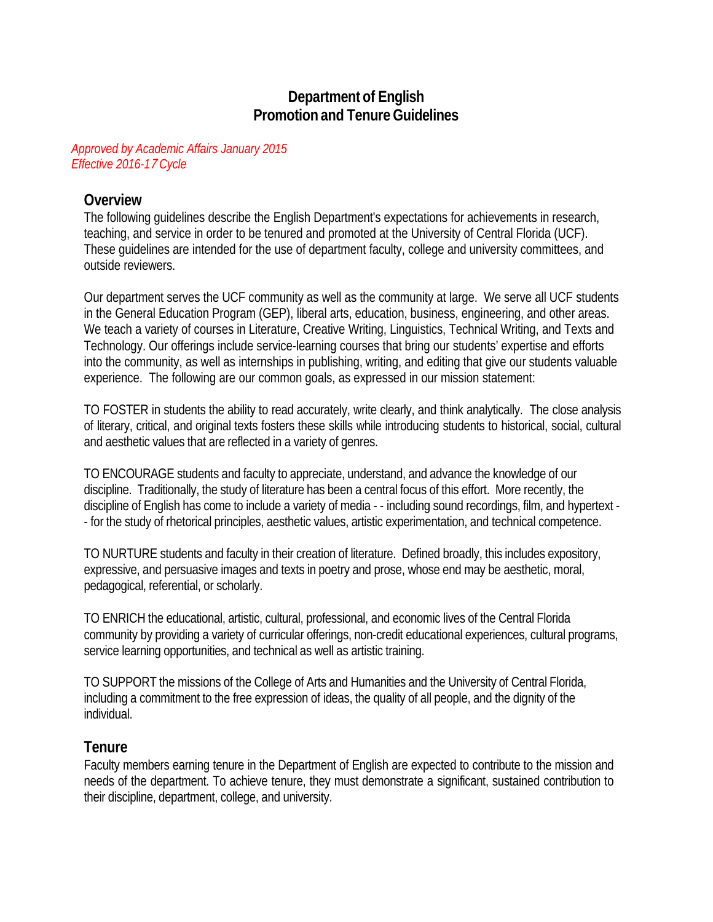# Department of English
# Promotion and Tenure Guidelines

*Approved by Academic Affairs January 2015*
*Effective 2016-17 Cycle*

## Overview

The following guidelines describe the English Department's expectations for achievements in research, teaching, and service in order to be tenured and promoted at the University of Central Florida (UCF). These guidelines are intended for the use of department faculty, college and university committees, and outside reviewers.

Our department serves the UCF community as well as the community at large. We serve all UCF students in the General Education Program (GEP), liberal arts, education, business, engineering, and other areas. We teach a variety of courses in Literature, Creative Writing, Linguistics, Technical Writing, and Texts and Technology. Our offerings include service-learning courses that bring our students' expertise and efforts into the community, as well as internships in publishing, writing, and editing that give our students valuable experience. The following are our common goals, as expressed in our mission statement:

TO FOSTER in students the ability to read accurately, write clearly, and think analytically. The close analysis of literary, critical, and original texts fosters these skills while introducing students to historical, social, cultural and aesthetic values that are reflected in a variety of genres.

TO ENCOURAGE students and faculty to appreciate, understand, and advance the knowledge of our discipline. Traditionally, the study of literature has been a central focus of this effort. More recently, the discipline of English has come to include a variety of media - - including sound recordings, film, and hypertext - - for the study of rhetorical principles, aesthetic values, artistic experimentation, and technical competence.

TO NURTURE students and faculty in their creation of literature. Defined broadly, this includes expository, expressive, and persuasive images and texts in poetry and prose, whose end may be aesthetic, moral, pedagogical, referential, or scholarly.

TO ENRICH the educational, artistic, cultural, professional, and economic lives of the Central Florida community by providing a variety of curricular offerings, non-credit educational experiences, cultural programs, service learning opportunities, and technical as well as artistic training.

TO SUPPORT the missions of the College of Arts and Humanities and the University of Central Florida, including a commitment to the free expression of ideas, the quality of all people, and the dignity of the individual.

## Tenure

Faculty members earning tenure in the Department of English are expected to contribute to the mission and needs of the department. To achieve tenure, they must demonstrate a significant, sustained contribution to their discipline, department, college, and university.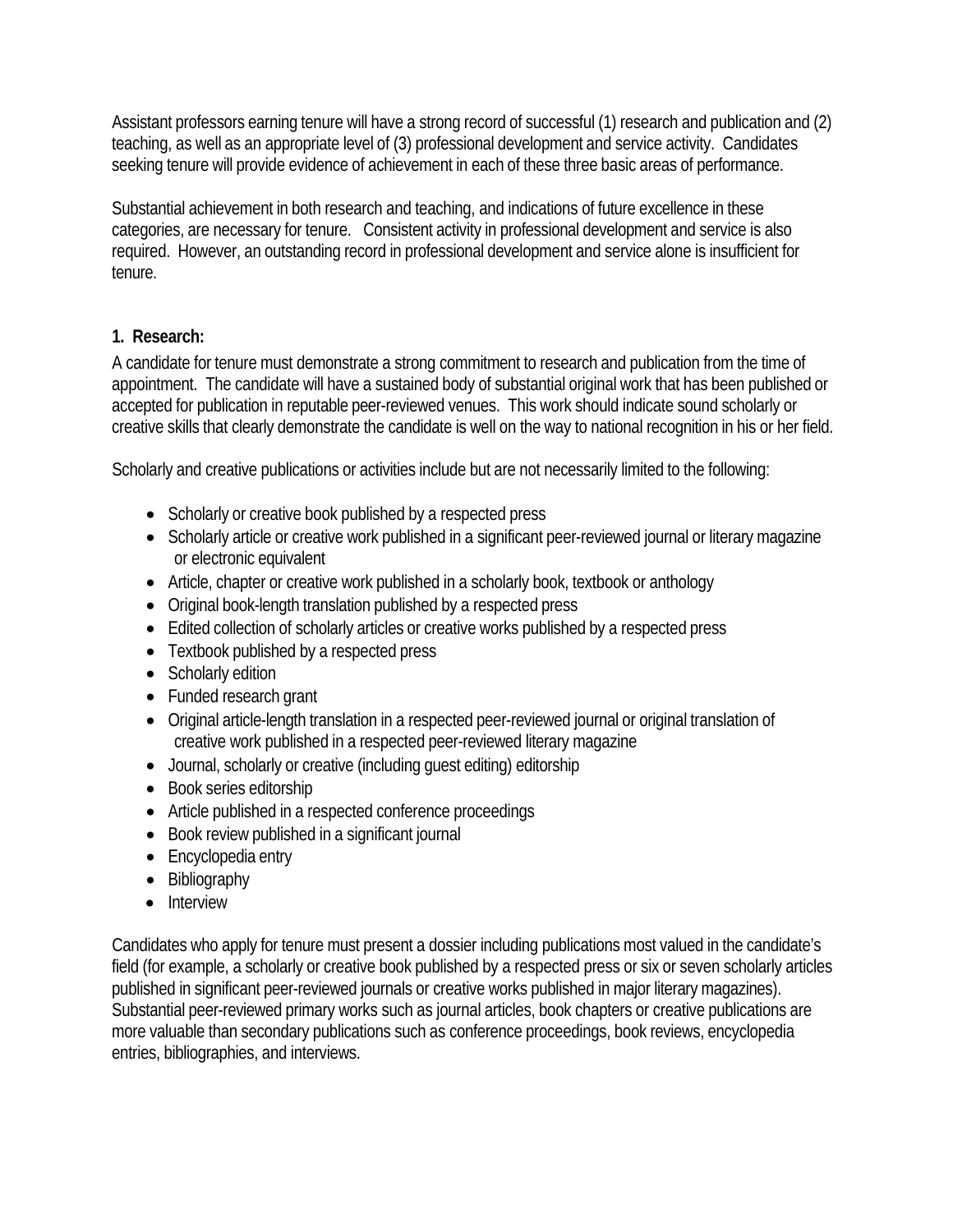Assistant professors earning tenure will have a strong record of successful (1) research and publication and (2) teaching, as well as an appropriate level of (3) professional development and service activity. Candidates seeking tenure will provide evidence of achievement in each of these three basic areas of performance.

Substantial achievement in both research and teaching, and indications of future excellence in these categories, are necessary for tenure. Consistent activity in professional development and service is also required. However, an outstanding record in professional development and service alone is insufficient for tenure.

**1. Research:**

A candidate for tenure must demonstrate a strong commitment to research and publication from the time of appointment. The candidate will have a sustained body of substantial original work that has been published or accepted for publication in reputable peer-reviewed venues. This work should indicate sound scholarly or creative skills that clearly demonstrate the candidate is well on the way to national recognition in his or her field.

Scholarly and creative publications or activities include but are not necessarily limited to the following:

- Scholarly or creative book published by a respected press
- Scholarly article or creative work published in a significant peer-reviewed journal or literary magazine or electronic equivalent
- Article, chapter or creative work published in a scholarly book, textbook or anthology
- Original book-length translation published by a respected press
- Edited collection of scholarly articles or creative works published by a respected press
- Textbook published by a respected press
- Scholarly edition
- Funded research grant
- Original article-length translation in a respected peer-reviewed journal or original translation of creative work published in a respected peer-reviewed literary magazine
- Journal, scholarly or creative (including guest editing) editorship
- Book series editorship
- Article published in a respected conference proceedings
- Book review published in a significant journal
- Encyclopedia entry
- Bibliography
- Interview

Candidates who apply for tenure must present a dossier including publications most valued in the candidate's field (for example, a scholarly or creative book published by a respected press or six or seven scholarly articles published in significant peer-reviewed journals or creative works published in major literary magazines). Substantial peer-reviewed primary works such as journal articles, book chapters or creative publications are more valuable than secondary publications such as conference proceedings, book reviews, encyclopedia entries, bibliographies, and interviews.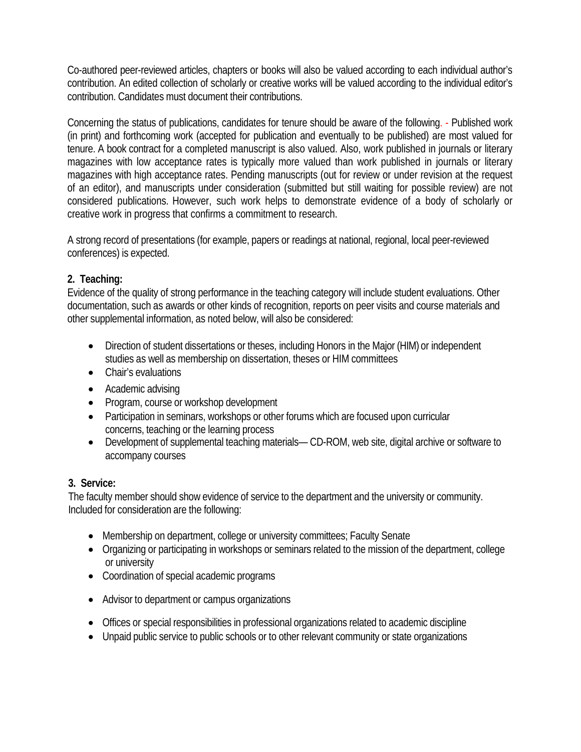Co-authored peer-reviewed articles, chapters or books will also be valued according to each individual author's contribution. An edited collection of scholarly or creative works will be valued according to the individual editor's contribution. Candidates must document their contributions.

Concerning the status of publications, candidates for tenure should be aware of the following. - Published work (in print) and forthcoming work (accepted for publication and eventually to be published) are most valued for tenure. A book contract for a completed manuscript is also valued. Also, work published in journals or literary magazines with low acceptance rates is typically more valued than work published in journals or literary magazines with high acceptance rates. Pending manuscripts (out for review or under revision at the request of an editor), and manuscripts under consideration (submitted but still waiting for possible review) are not considered publications. However, such work helps to demonstrate evidence of a body of scholarly or creative work in progress that confirms a commitment to research.

A strong record of presentations (for example, papers or readings at national, regional, local peer-reviewed conferences) is expected.

**2. Teaching:**
Evidence of the quality of strong performance in the teaching category will include student evaluations. Other documentation, such as awards or other kinds of recognition, reports on peer visits and course materials and other supplemental information, as noted below, will also be considered:

- Direction of student dissertations or theses, including Honors in the Major (HIM) or independent studies as well as membership on dissertation, theses or HIM committees
- Chair's evaluations
- Academic advising
- Program, course or workshop development
- Participation in seminars, workshops or other forums which are focused upon curricular concerns, teaching or the learning process
- Development of supplemental teaching materials— CD-ROM, web site, digital archive or software to accompany courses

**3. Service:**
The faculty member should show evidence of service to the department and the university or community. Included for consideration are the following:

- Membership on department, college or university committees; Faculty Senate
- Organizing or participating in workshops or seminars related to the mission of the department, college or university
- Coordination of special academic programs
- Advisor to department or campus organizations
- Offices or special responsibilities in professional organizations related to academic discipline
- Unpaid public service to public schools or to other relevant community or state organizations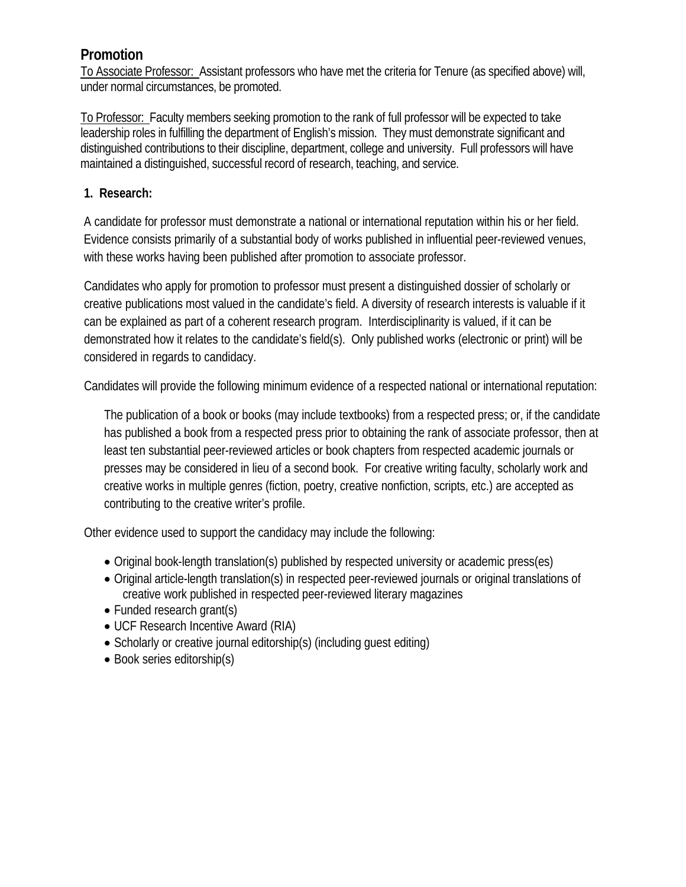## Promotion

To Associate Professor: Assistant professors who have met the criteria for Tenure (as specified above) will, under normal circumstances, be promoted.

To Professor: Faculty members seeking promotion to the rank of full professor will be expected to take leadership roles in fulfilling the department of English's mission. They must demonstrate significant and distinguished contributions to their discipline, department, college and university. Full professors will have maintained a distinguished, successful record of research, teaching, and service.

**1. Research:**

A candidate for professor must demonstrate a national or international reputation within his or her field. Evidence consists primarily of a substantial body of works published in influential peer-reviewed venues, with these works having been published after promotion to associate professor.

Candidates who apply for promotion to professor must present a distinguished dossier of scholarly or creative publications most valued in the candidate's field. A diversity of research interests is valuable if it can be explained as part of a coherent research program. Interdisciplinarity is valued, if it can be demonstrated how it relates to the candidate's field(s). Only published works (electronic or print) will be considered in regards to candidacy.

Candidates will provide the following minimum evidence of a respected national or international reputation:

> The publication of a book or books (may include textbooks) from a respected press; or, if the candidate has published a book from a respected press prior to obtaining the rank of associate professor, then at least ten substantial peer-reviewed articles or book chapters from respected academic journals or presses may be considered in lieu of a second book. For creative writing faculty, scholarly work and creative works in multiple genres (fiction, poetry, creative nonfiction, scripts, etc.) are accepted as contributing to the creative writer's profile.

Other evidence used to support the candidacy may include the following:

- Original book-length translation(s) published by respected university or academic press(es)
- Original article-length translation(s) in respected peer-reviewed journals or original translations of creative work published in respected peer-reviewed literary magazines
- Funded research grant(s)
- UCF Research Incentive Award (RIA)
- Scholarly or creative journal editorship(s) (including guest editing)
- Book series editorship(s)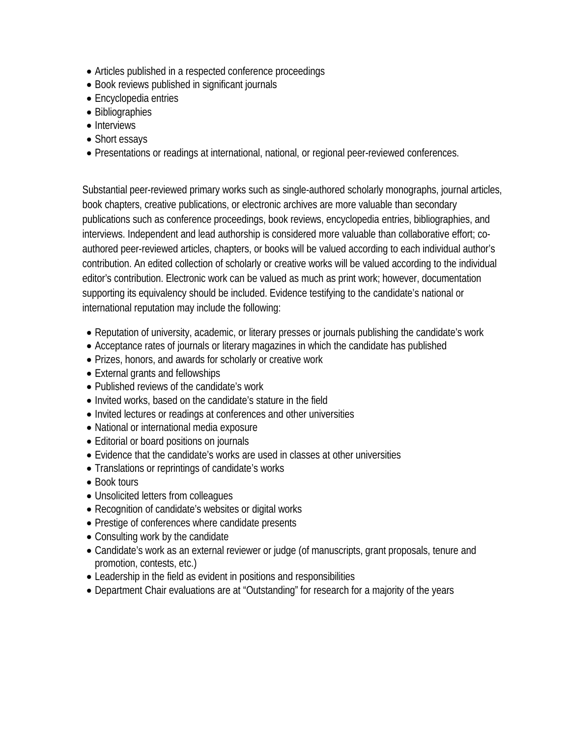- Articles published in a respected conference proceedings
- Book reviews published in significant journals
- Encyclopedia entries
- Bibliographies
- Interviews
- Short essays
- Presentations or readings at international, national, or regional peer-reviewed conferences.

Substantial peer-reviewed primary works such as single-authored scholarly monographs, journal articles, book chapters, creative publications, or electronic archives are more valuable than secondary publications such as conference proceedings, book reviews, encyclopedia entries, bibliographies, and interviews. Independent and lead authorship is considered more valuable than collaborative effort; co-authored peer-reviewed articles, chapters, or books will be valued according to each individual author's contribution. An edited collection of scholarly or creative works will be valued according to the individual editor's contribution. Electronic work can be valued as much as print work; however, documentation supporting its equivalency should be included. Evidence testifying to the candidate's national or international reputation may include the following:

- Reputation of university, academic, or literary presses or journals publishing the candidate's work
- Acceptance rates of journals or literary magazines in which the candidate has published
- Prizes, honors, and awards for scholarly or creative work
- External grants and fellowships
- Published reviews of the candidate's work
- Invited works, based on the candidate's stature in the field
- Invited lectures or readings at conferences and other universities
- National or international media exposure
- Editorial or board positions on journals
- Evidence that the candidate's works are used in classes at other universities
- Translations or reprintings of candidate's works
- Book tours
- Unsolicited letters from colleagues
- Recognition of candidate's websites or digital works
- Prestige of conferences where candidate presents
- Consulting work by the candidate
- Candidate's work as an external reviewer or judge (of manuscripts, grant proposals, tenure and promotion, contests, etc.)
- Leadership in the field as evident in positions and responsibilities
- Department Chair evaluations are at "Outstanding" for research for a majority of the years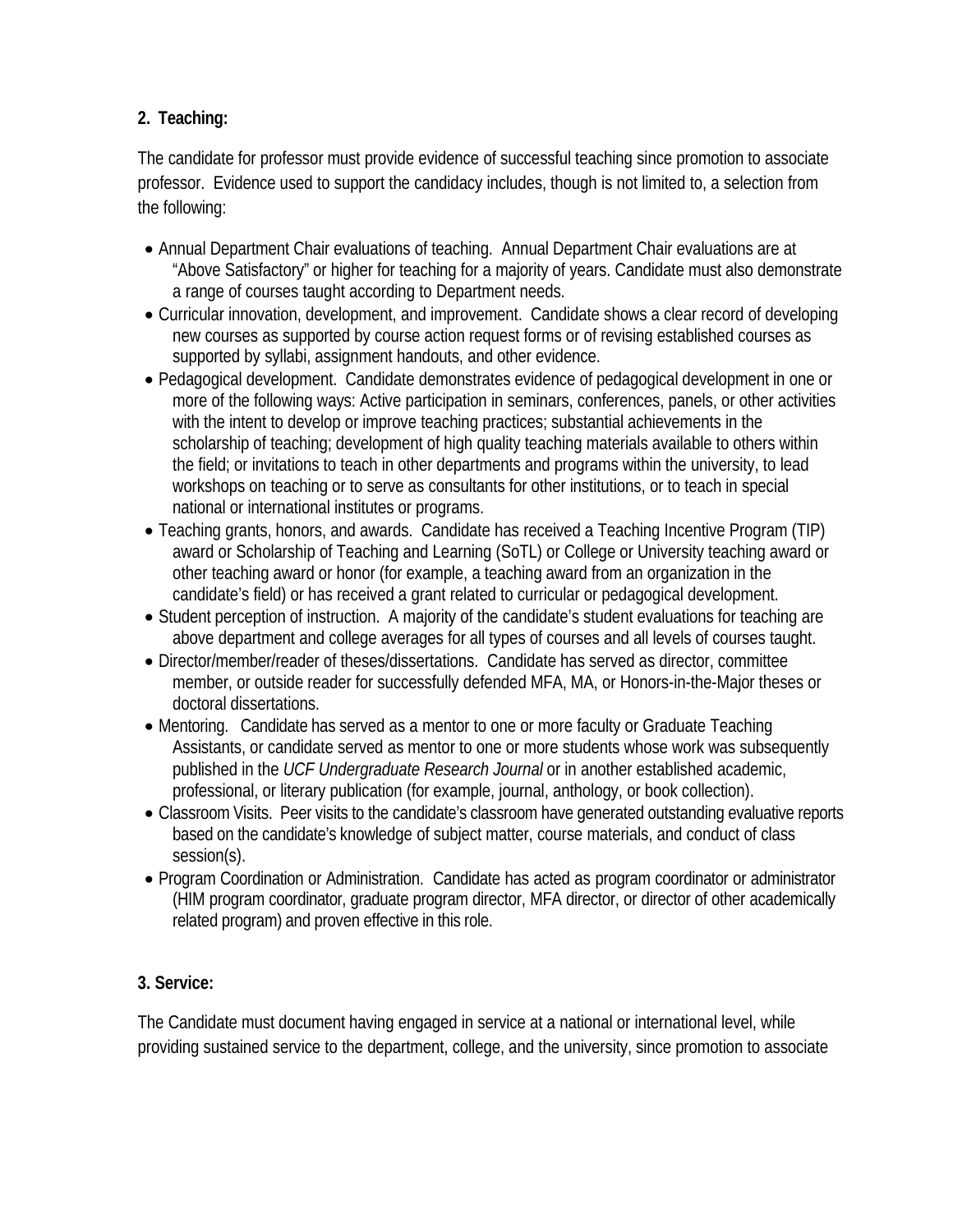**2. Teaching:**

The candidate for professor must provide evidence of successful teaching since promotion to associate professor. Evidence used to support the candidacy includes, though is not limited to, a selection from the following:

- Annual Department Chair evaluations of teaching. Annual Department Chair evaluations are at "Above Satisfactory" or higher for teaching for a majority of years. Candidate must also demonstrate a range of courses taught according to Department needs.
- Curricular innovation, development, and improvement. Candidate shows a clear record of developing new courses as supported by course action request forms or of revising established courses as supported by syllabi, assignment handouts, and other evidence.
- Pedagogical development. Candidate demonstrates evidence of pedagogical development in one or more of the following ways: Active participation in seminars, conferences, panels, or other activities with the intent to develop or improve teaching practices; substantial achievements in the scholarship of teaching; development of high quality teaching materials available to others within the field; or invitations to teach in other departments and programs within the university, to lead workshops on teaching or to serve as consultants for other institutions, or to teach in special national or international institutes or programs.
- Teaching grants, honors, and awards. Candidate has received a Teaching Incentive Program (TIP) award or Scholarship of Teaching and Learning (SoTL) or College or University teaching award or other teaching award or honor (for example, a teaching award from an organization in the candidate's field) or has received a grant related to curricular or pedagogical development.
- Student perception of instruction. A majority of the candidate's student evaluations for teaching are above department and college averages for all types of courses and all levels of courses taught.
- Director/member/reader of theses/dissertations. Candidate has served as director, committee member, or outside reader for successfully defended MFA, MA, or Honors-in-the-Major theses or doctoral dissertations.
- Mentoring. Candidate has served as a mentor to one or more faculty or Graduate Teaching Assistants, or candidate served as mentor to one or more students whose work was subsequently published in the *UCF Undergraduate Research Journal* or in another established academic, professional, or literary publication (for example, journal, anthology, or book collection).
- Classroom Visits. Peer visits to the candidate's classroom have generated outstanding evaluative reports based on the candidate's knowledge of subject matter, course materials, and conduct of class session(s).
- Program Coordination or Administration. Candidate has acted as program coordinator or administrator (HIM program coordinator, graduate program director, MFA director, or director of other academically related program) and proven effective in this role.

**3. Service:**

The Candidate must document having engaged in service at a national or international level, while providing sustained service to the department, college, and the university, since promotion to associate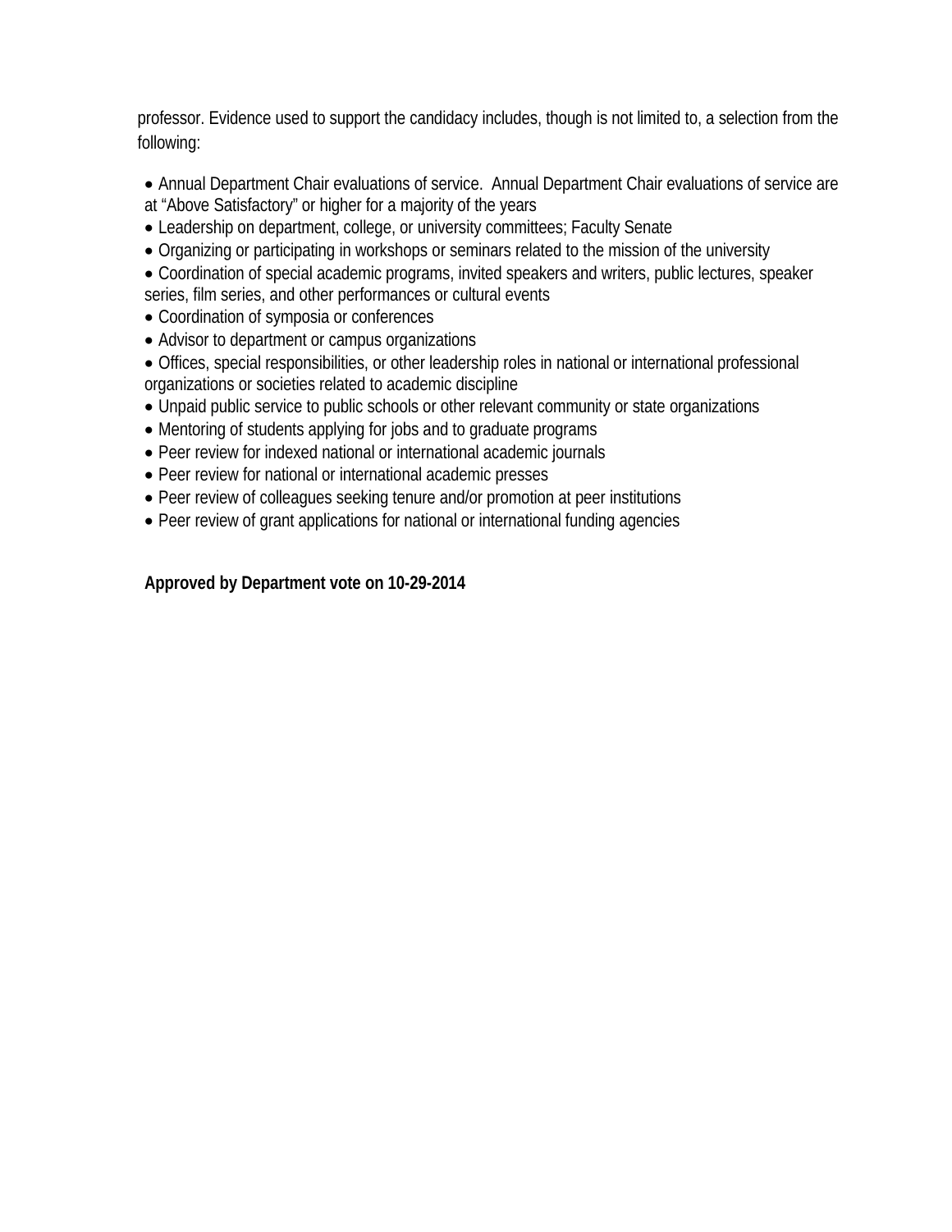professor. Evidence used to support the candidacy includes, though is not limited to, a selection from the following:

- Annual Department Chair evaluations of service. Annual Department Chair evaluations of service are at "Above Satisfactory" or higher for a majority of the years
- Leadership on department, college, or university committees; Faculty Senate
- Organizing or participating in workshops or seminars related to the mission of the university
- Coordination of special academic programs, invited speakers and writers, public lectures, speaker series, film series, and other performances or cultural events
- Coordination of symposia or conferences
- Advisor to department or campus organizations
- Offices, special responsibilities, or other leadership roles in national or international professional organizations or societies related to academic discipline
- Unpaid public service to public schools or other relevant community or state organizations
- Mentoring of students applying for jobs and to graduate programs
- Peer review for indexed national or international academic journals
- Peer review for national or international academic presses
- Peer review of colleagues seeking tenure and/or promotion at peer institutions
- Peer review of grant applications for national or international funding agencies

**Approved by Department vote on 10-29-2014**